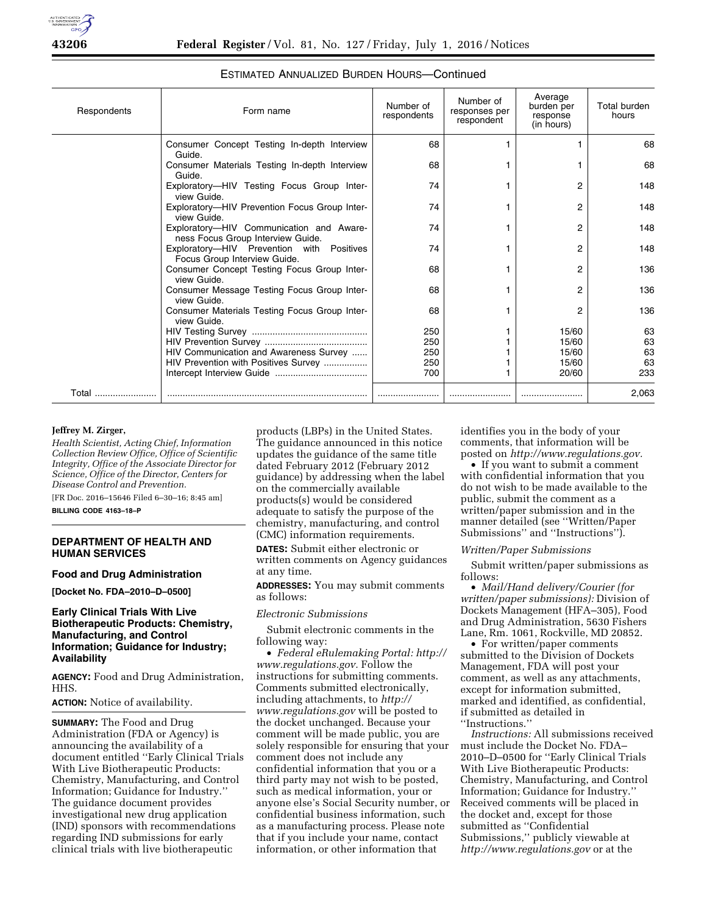### ESTIMATED ANNUALIZED BURDEN HOURS—Continued

| Respondents | Form name | Number of respondents | Number of responses per respondent | Average burden per response (in hours) | Total burden hours |
|---|---|---|---|---|---|
| | Consumer Concept Testing In-depth Interview Guide. | 68 | 1 | 1 | 68 |
| | Consumer Materials Testing In-depth Interview Guide. | 68 | 1 | 1 | 68 |
| | Exploratory—HIV Testing Focus Group Interview Guide. | 74 | 1 | 2 | 148 |
| | Exploratory—HIV Prevention Focus Group Interview Guide. | 74 | 1 | 2 | 148 |
| | Exploratory—HIV Communication and Awareness Focus Group Interview Guide. | 74 | 1 | 2 | 148 |
| | Exploratory—HIV Prevention with Positives Focus Group Interview Guide. | 74 | 1 | 2 | 148 |
| | Consumer Concept Testing Focus Group Interview Guide. | 68 | 1 | 2 | 136 |
| | Consumer Message Testing Focus Group Interview Guide. | 68 | 1 | 2 | 136 |
| | Consumer Materials Testing Focus Group Interview Guide. | 68 | 1 | 2 | 136 |
| | HIV Testing Survey | 250 | 1 | 15/60 | 63 |
| | HIV Prevention Survey | 250 | 1 | 15/60 | 63 |
| | HIV Communication and Awareness Survey | 250 | 1 | 15/60 | 63 |
| | HIV Prevention with Positives Survey | 250 | 1 | 15/60 | 63 |
| | Intercept Interview Guide | 700 | 1 | 20/60 | 233 |
| Total | | | | | 2,063 |

**Jeffrey M. Zirger,**

*Health Scientist, Acting Chief, Information Collection Review Office, Office of Scientific Integrity, Office of the Associate Director for Science, Office of the Director, Centers for Disease Control and Prevention.*

[FR Doc. 2016–15646 Filed 6–30–16; 8:45 am]

**BILLING CODE 4163–18–P**

## DEPARTMENT OF HEALTH AND HUMAN SERVICES

### Food and Drug Administration

**[Docket No. FDA–2010–D–0500]**

### Early Clinical Trials With Live Biotherapeutic Products: Chemistry, Manufacturing, and Control Information; Guidance for Industry; Availability

**AGENCY:** Food and Drug Administration, HHS.

**ACTION:** Notice of availability.

**SUMMARY:** The Food and Drug Administration (FDA or Agency) is announcing the availability of a document entitled ''Early Clinical Trials With Live Biotherapeutic Products: Chemistry, Manufacturing, and Control Information; Guidance for Industry.'' The guidance document provides investigational new drug application (IND) sponsors with recommendations regarding IND submissions for early clinical trials with live biotherapeutic products (LBPs) in the United States. The guidance announced in this notice updates the guidance of the same title dated February 2012 (February 2012 guidance) by addressing when the label on the commercially available products(s) would be considered adequate to satisfy the purpose of the chemistry, manufacturing, and control (CMC) information requirements.

**DATES:** Submit either electronic or written comments on Agency guidances at any time.

**ADDRESSES:** You may submit comments as follows:

*Electronic Submissions*

Submit electronic comments in the following way:

- *Federal eRulemaking Portal: http://www.regulations.gov.* Follow the instructions for submitting comments. Comments submitted electronically, including attachments, to *http://www.regulations.gov* will be posted to the docket unchanged. Because your comment will be made public, you are solely responsible for ensuring that your comment does not include any confidential information that you or a third party may not wish to be posted, such as medical information, your or anyone else's Social Security number, or confidential business information, such as a manufacturing process. Please note that if you include your name, contact information, or other information that identifies you in the body of your comments, that information will be posted on *http://www.regulations.gov.*
- If you want to submit a comment with confidential information that you do not wish to be made available to the public, submit the comment as a written/paper submission and in the manner detailed (see ''Written/Paper Submissions'' and ''Instructions'').

*Written/Paper Submissions*

Submit written/paper submissions as follows:

- *Mail/Hand delivery/Courier (for written/paper submissions):* Division of Dockets Management (HFA–305), Food and Drug Administration, 5630 Fishers Lane, Rm. 1061, Rockville, MD 20852.
- For written/paper comments submitted to the Division of Dockets Management, FDA will post your comment, as well as any attachments, except for information submitted, marked and identified, as confidential, if submitted as detailed in ''Instructions.''

*Instructions:* All submissions received must include the Docket No. FDA–2010–D–0500 for ''Early Clinical Trials With Live Biotherapeutic Products: Chemistry, Manufacturing, and Control Information; Guidance for Industry.'' Received comments will be placed in the docket and, except for those submitted as ''Confidential Submissions,'' publicly viewable at *http://www.regulations.gov* or at the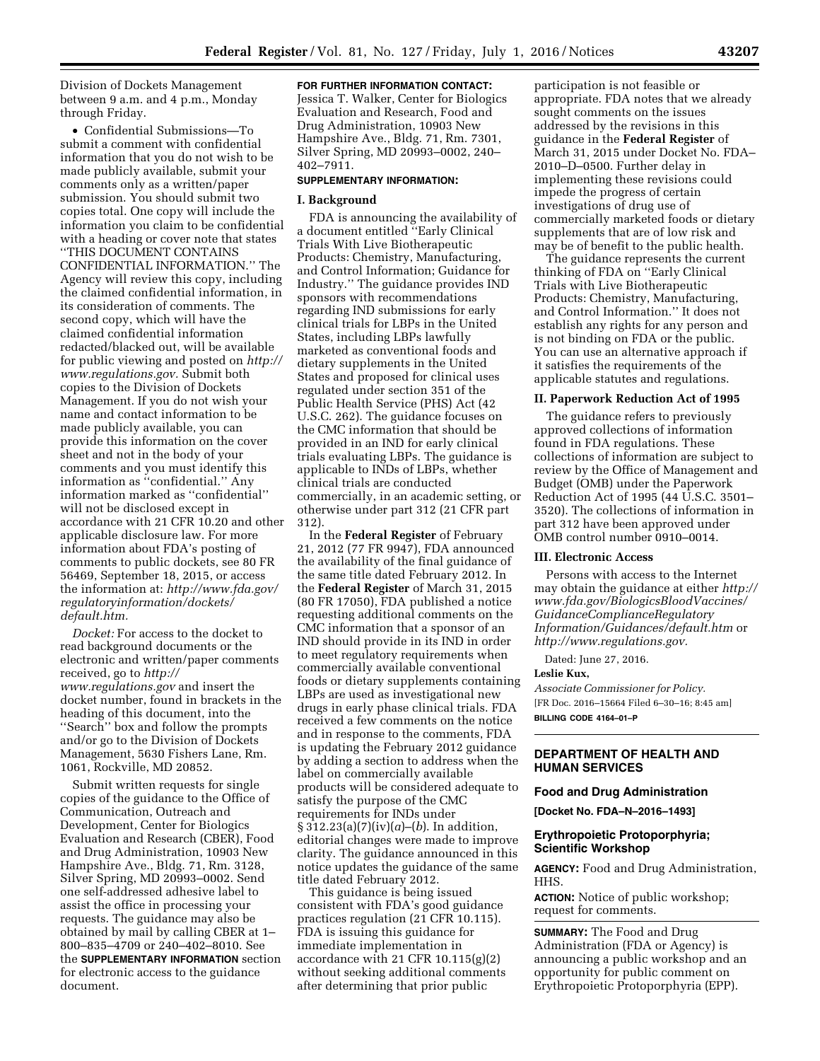Division of Dockets Management between 9 a.m. and 4 p.m., Monday through Friday.

- Confidential Submissions—To submit a comment with confidential information that you do not wish to be made publicly available, submit your comments only as a written/paper submission. You should submit two copies total. One copy will include the information you claim to be confidential with a heading or cover note that states ''THIS DOCUMENT CONTAINS CONFIDENTIAL INFORMATION.'' The Agency will review this copy, including the claimed confidential information, in its consideration of comments. The second copy, which will have the claimed confidential information redacted/blacked out, will be available for public viewing and posted on *http://www.regulations.gov.* Submit both copies to the Division of Dockets Management. If you do not wish your name and contact information to be made publicly available, you can provide this information on the cover sheet and not in the body of your comments and you must identify this information as ''confidential.'' Any information marked as ''confidential'' will not be disclosed except in accordance with 21 CFR 10.20 and other applicable disclosure law. For more information about FDA's posting of comments to public dockets, see 80 FR 56469, September 18, 2015, or access the information at: *http://www.fda.gov/regulatoryinformation/dockets/default.htm.*

*Docket:* For access to the docket to read background documents or the electronic and written/paper comments received, go to *http://www.regulations.gov* and insert the docket number, found in brackets in the heading of this document, into the ''Search'' box and follow the prompts and/or go to the Division of Dockets Management, 5630 Fishers Lane, Rm. 1061, Rockville, MD 20852.

Submit written requests for single copies of the guidance to the Office of Communication, Outreach and Development, Center for Biologics Evaluation and Research (CBER), Food and Drug Administration, 10903 New Hampshire Ave., Bldg. 71, Rm. 3128, Silver Spring, MD 20993–0002. Send one self-addressed adhesive label to assist the office in processing your requests. The guidance may also be obtained by mail by calling CBER at 1–800–835–4709 or 240–402–8010. See the **SUPPLEMENTARY INFORMATION** section for electronic access to the guidance document.

**FOR FURTHER INFORMATION CONTACT:** Jessica T. Walker, Center for Biologics Evaluation and Research, Food and Drug Administration, 10903 New Hampshire Ave., Bldg. 71, Rm. 7301, Silver Spring, MD 20993–0002, 240–402–7911.

**SUPPLEMENTARY INFORMATION:**

## I. Background

FDA is announcing the availability of a document entitled ''Early Clinical Trials With Live Biotherapeutic Products: Chemistry, Manufacturing, and Control Information; Guidance for Industry.'' The guidance provides IND sponsors with recommendations regarding IND submissions for early clinical trials for LBPs in the United States, including LBPs lawfully marketed as conventional foods and dietary supplements in the United States and proposed for clinical uses regulated under section 351 of the Public Health Service (PHS) Act (42 U.S.C. 262). The guidance focuses on the CMC information that should be provided in an IND for early clinical trials evaluating LBPs. The guidance is applicable to INDs of LBPs, whether clinical trials are conducted commercially, in an academic setting, or otherwise under part 312 (21 CFR part 312).

In the **Federal Register** of February 21, 2012 (77 FR 9947), FDA announced the availability of the final guidance of the same title dated February 2012. In the **Federal Register** of March 31, 2015 (80 FR 17050), FDA published a notice requesting additional comments on the CMC information that a sponsor of an IND should provide in its IND in order to meet regulatory requirements when commercially available conventional foods or dietary supplements containing LBPs are used as investigational new drugs in early phase clinical trials. FDA received a few comments on the notice and in response to the comments, FDA is updating the February 2012 guidance by adding a section to address when the label on commercially available products will be considered adequate to satisfy the purpose of the CMC requirements for INDs under § 312.23(a)(7)(iv)(*a*)–(*b*). In addition, editorial changes were made to improve clarity. The guidance announced in this notice updates the guidance of the same title dated February 2012.

This guidance is being issued consistent with FDA's good guidance practices regulation (21 CFR 10.115). FDA is issuing this guidance for immediate implementation in accordance with 21 CFR 10.115(g)(2) without seeking additional comments after determining that prior public participation is not feasible or appropriate. FDA notes that we already sought comments on the issues addressed by the revisions in this guidance in the **Federal Register** of March 31, 2015 under Docket No. FDA–2010–D–0500. Further delay in implementing these revisions could impede the progress of certain investigations of drug use of commercially marketed foods or dietary supplements that are of low risk and may be of benefit to the public health.

The guidance represents the current thinking of FDA on ''Early Clinical Trials with Live Biotherapeutic Products: Chemistry, Manufacturing, and Control Information.'' It does not establish any rights for any person and is not binding on FDA or the public. You can use an alternative approach if it satisfies the requirements of the applicable statutes and regulations.

## II. Paperwork Reduction Act of 1995

The guidance refers to previously approved collections of information found in FDA regulations. These collections of information are subject to review by the Office of Management and Budget (OMB) under the Paperwork Reduction Act of 1995 (44 U.S.C. 3501–3520). The collections of information in part 312 have been approved under OMB control number 0910–0014.

## III. Electronic Access

Persons with access to the Internet may obtain the guidance at either *http://www.fda.gov/BiologicsBloodVaccines/GuidanceComplianceRegulatoryInformation/Guidances/default.htm* or *http://www.regulations.gov.*

Dated: June 27, 2016.

**Leslie Kux,**

*Associate Commissioner for Policy.*

[FR Doc. 2016–15664 Filed 6–30–16; 8:45 am]

**BILLING CODE 4164–01–P**

---

# DEPARTMENT OF HEALTH AND HUMAN SERVICES

## Food and Drug Administration

**[Docket No. FDA–N–2016–1493]**

## Erythropoietic Protoporphyria; Scientific Workshop

**AGENCY:** Food and Drug Administration, HHS.

**ACTION:** Notice of public workshop; request for comments.

**SUMMARY:** The Food and Drug Administration (FDA or Agency) is announcing a public workshop and an opportunity for public comment on Erythropoietic Protoporphyria (EPP).